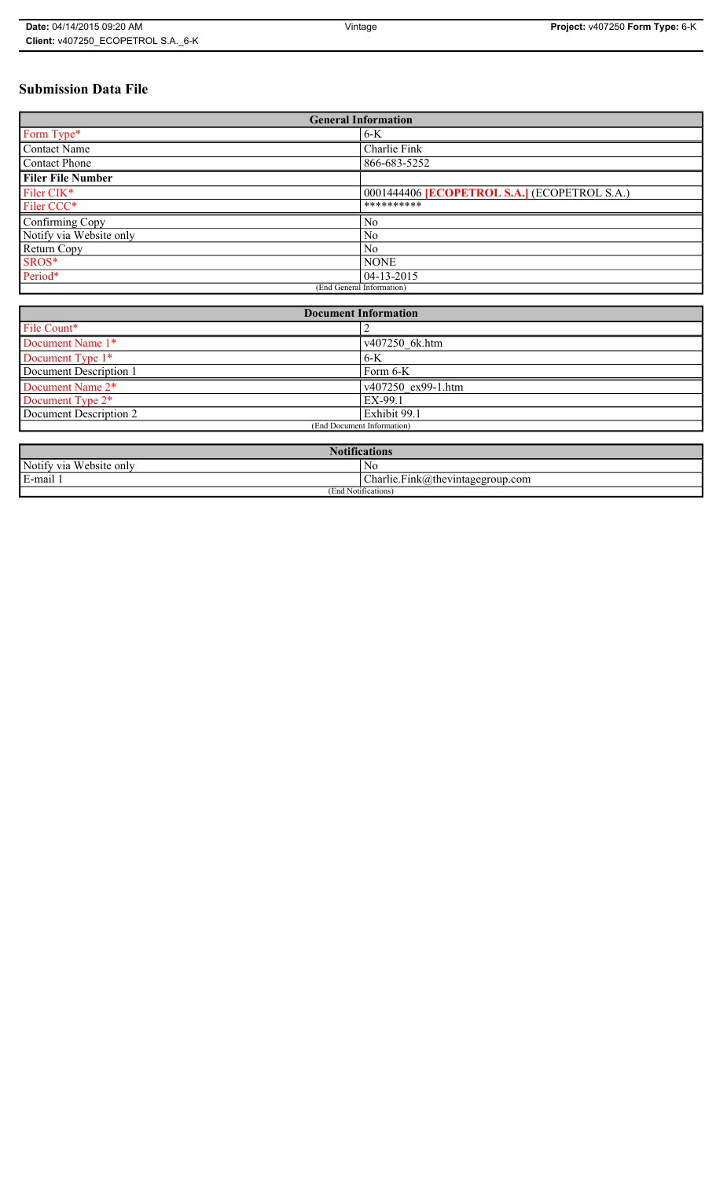# Submission Data File

| General Information | |
|---|---|
| Form Type* | 6-K |
| Contact Name | Charlie Fink |
| Contact Phone | 866-683-5252 |
| **Filer File Number** | |
| Filer CIK* | 0001444406 **[ECOPETROL S.A.]** (ECOPETROL S.A.) |
| Filer CCC* | ********** |
| Confirming Copy | No |
| Notify via Website only | No |
| Return Copy | No |
| SROS* | NONE |
| Period* | 04-13-2015 |
| (End General Information) | |

| Document Information | |
|---|---|
| File Count* | 2 |
| Document Name 1* | v407250_6k.htm |
| Document Type 1* | 6-K |
| Document Description 1 | Form 6-K |
| Document Name 2* | v407250_ex99-1.htm |
| Document Type 2* | EX-99.1 |
| Document Description 2 | Exhibit 99.1 |
| (End Document Information) | |

| Notifications | |
|---|---|
| Notify via Website only | No |
| E-mail 1 | Charlie.Fink@thevintagegroup.com |
| (End Notifications) | |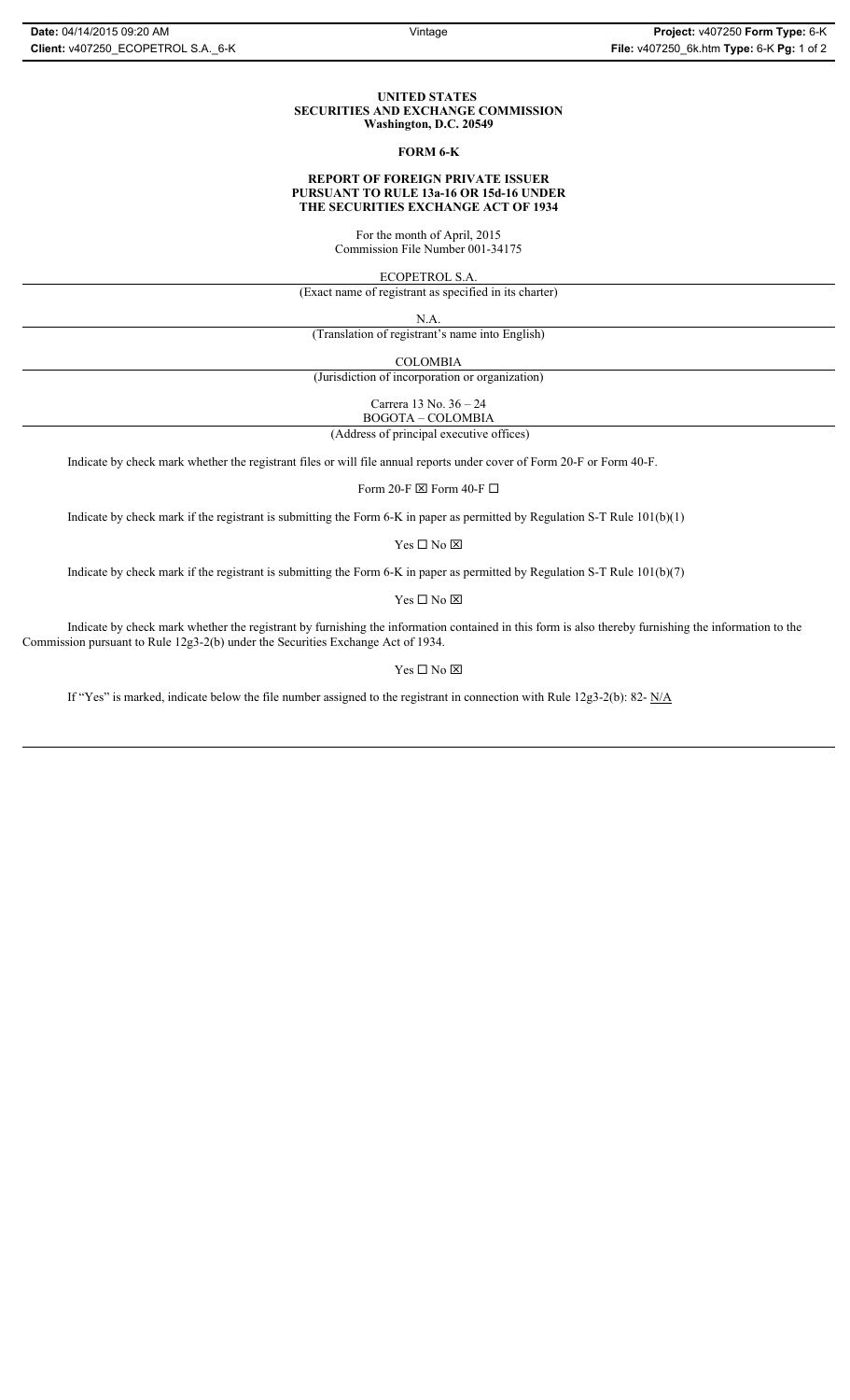**UNITED STATES**
**SECURITIES AND EXCHANGE COMMISSION**
**Washington, D.C. 20549**

**FORM 6-K**

**REPORT OF FOREIGN PRIVATE ISSUER**
**PURSUANT TO RULE 13a-16 OR 15d-16 UNDER**
**THE SECURITIES EXCHANGE ACT OF 1934**

For the month of April, 2015
Commission File Number 001-34175

ECOPETROL S.A.

(Exact name of registrant as specified in its charter)

N.A.

(Translation of registrant's name into English)

COLOMBIA

(Jurisdiction of incorporation or organization)

Carrera 13 No. 36 – 24
BOGOTA – COLOMBIA

(Address of principal executive offices)

Indicate by check mark whether the registrant files or will file annual reports under cover of Form 20-F or Form 40-F.

Form 20-F ☒ Form 40-F ☐

Indicate by check mark if the registrant is submitting the Form 6-K in paper as permitted by Regulation S-T Rule 101(b)(1)

Yes ☐ No ☒

Indicate by check mark if the registrant is submitting the Form 6-K in paper as permitted by Regulation S-T Rule 101(b)(7)

Yes ☐ No ☒

Indicate by check mark whether the registrant by furnishing the information contained in this form is also thereby furnishing the information to the Commission pursuant to Rule 12g3-2(b) under the Securities Exchange Act of 1934.

Yes ☐ No ☒

If "Yes" is marked, indicate below the file number assigned to the registrant in connection with Rule 12g3-2(b): 82- N/A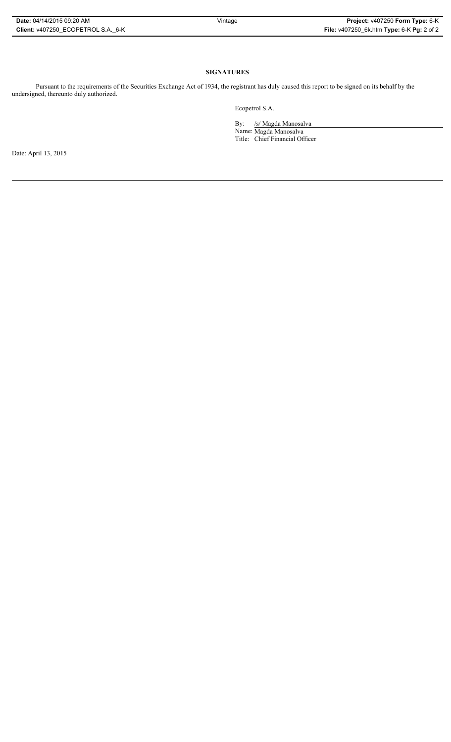**SIGNATURES**

Pursuant to the requirements of the Securities Exchange Act of 1934, the registrant has duly caused this report to be signed on its behalf by the undersigned, thereunto duly authorized.

Ecopetrol S.A.

By: /s/ Magda Manosalva
Name: Magda Manosalva
Title: Chief Financial Officer

Date: April 13, 2015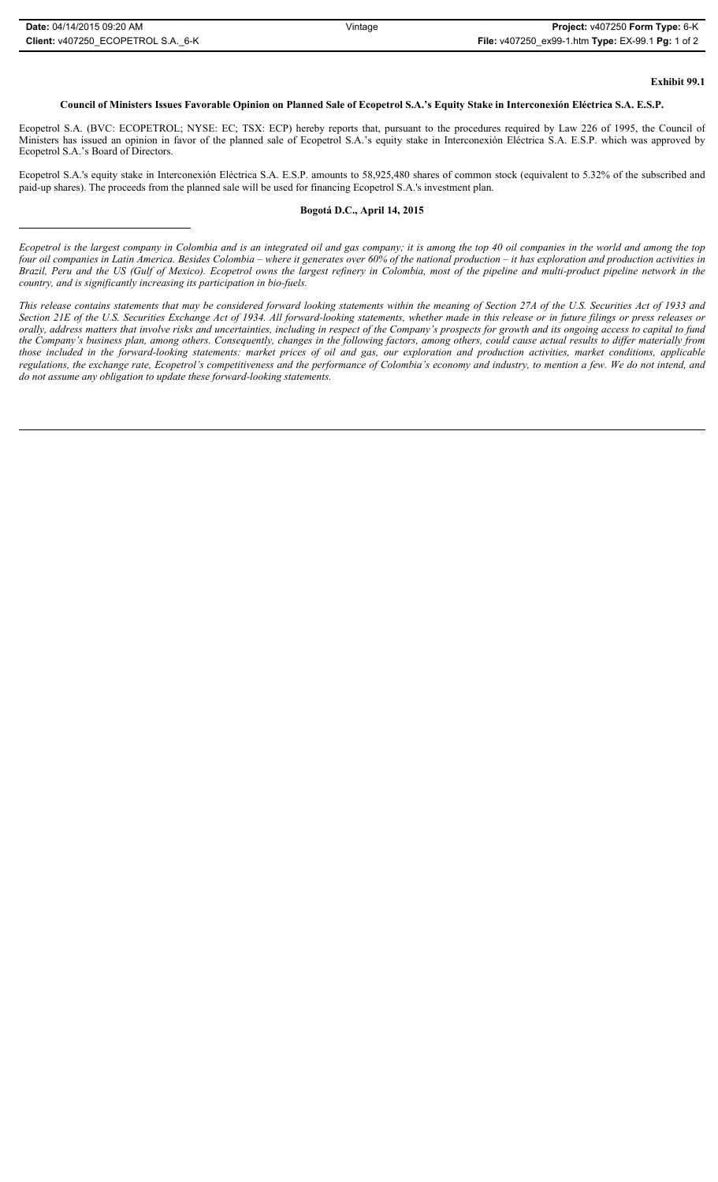**Exhibit 99.1**

**Council of Ministers Issues Favorable Opinion on Planned Sale of Ecopetrol S.A.'s Equity Stake in Interconexión Eléctrica S.A. E.S.P.**

Ecopetrol S.A. (BVC: ECOPETROL; NYSE: EC; TSX: ECP) hereby reports that, pursuant to the procedures required by Law 226 of 1995, the Council of Ministers has issued an opinion in favor of the planned sale of Ecopetrol S.A.'s equity stake in Interconexión Eléctrica S.A. E.S.P. which was approved by Ecopetrol S.A.'s Board of Directors.

Ecopetrol S.A.'s equity stake in Interconexión Eléctrica S.A. E.S.P. amounts to 58,925,480 shares of common stock (equivalent to 5.32% of the subscribed and paid-up shares). The proceeds from the planned sale will be used for financing Ecopetrol S.A.'s investment plan.

**Bogotá D.C., April 14, 2015**

---

*Ecopetrol is the largest company in Colombia and is an integrated oil and gas company; it is among the top 40 oil companies in the world and among the top four oil companies in Latin America. Besides Colombia – where it generates over 60% of the national production – it has exploration and production activities in Brazil, Peru and the US (Gulf of Mexico). Ecopetrol owns the largest refinery in Colombia, most of the pipeline and multi-product pipeline network in the country, and is significantly increasing its participation in bio-fuels.*

*This release contains statements that may be considered forward looking statements within the meaning of Section 27A of the U.S. Securities Act of 1933 and Section 21E of the U.S. Securities Exchange Act of 1934. All forward-looking statements, whether made in this release or in future filings or press releases or orally, address matters that involve risks and uncertainties, including in respect of the Company's prospects for growth and its ongoing access to capital to fund the Company's business plan, among others. Consequently, changes in the following factors, among others, could cause actual results to differ materially from those included in the forward-looking statements: market prices of oil and gas, our exploration and production activities, market conditions, applicable regulations, the exchange rate, Ecopetrol's competitiveness and the performance of Colombia's economy and industry, to mention a few. We do not intend, and do not assume any obligation to update these forward-looking statements.*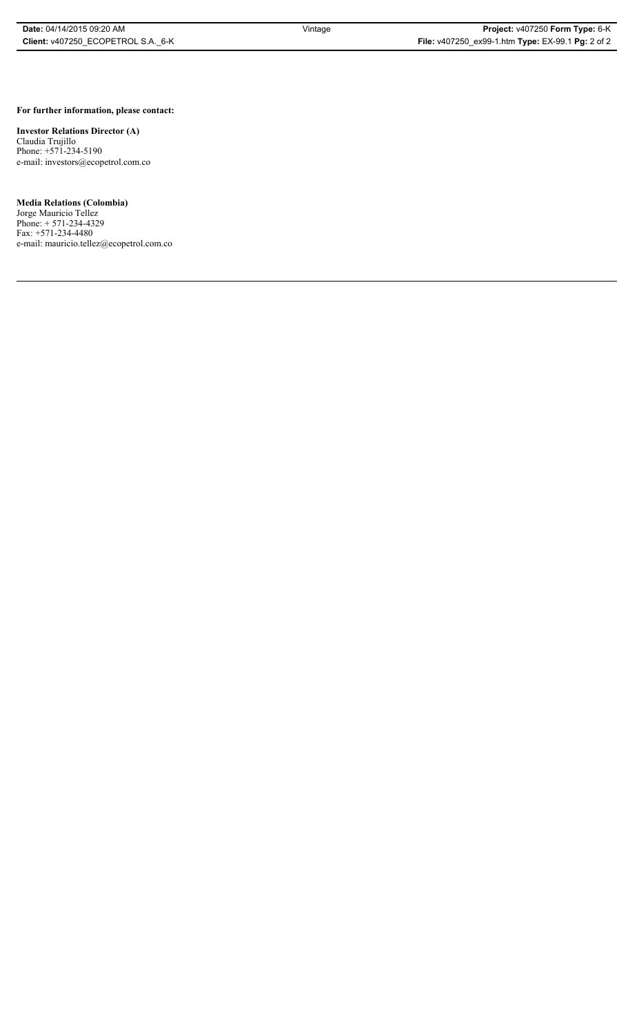**For further information, please contact:**

**Investor Relations Director (A)**
Claudia Trujillo
Phone: +571-234-5190
e-mail: investors@ecopetrol.com.co

**Media Relations (Colombia)**
Jorge Mauricio Tellez
Phone: + 571-234-4329
Fax: +571-234-4480
e-mail: mauricio.tellez@ecopetrol.com.co